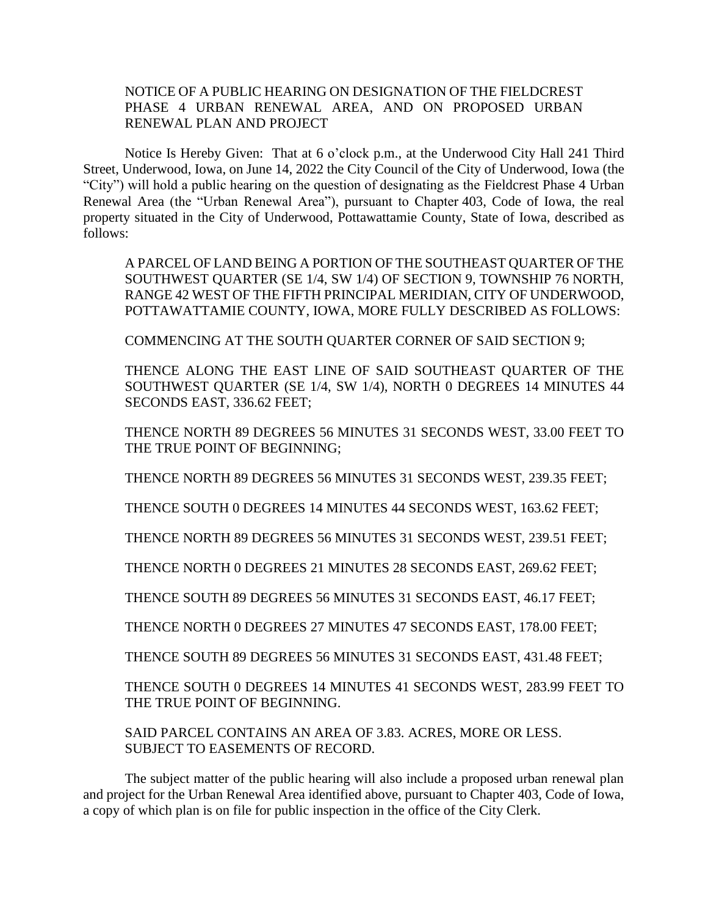# NOTICE OF A PUBLIC HEARING ON DESIGNATION OF THE FIELDCREST PHASE 4 URBAN RENEWAL AREA, AND ON PROPOSED URBAN RENEWAL PLAN AND PROJECT

Notice Is Hereby Given: That at 6 o'clock p.m., at the Underwood City Hall 241 Third Street, Underwood, Iowa, on June 14, 2022 the City Council of the City of Underwood, Iowa (the "City") will hold a public hearing on the question of designating as the Fieldcrest Phase 4 Urban Renewal Area (the "Urban Renewal Area"), pursuant to Chapter 403, Code of Iowa, the real property situated in the City of Underwood, Pottawattamie County, State of Iowa, described as follows:

A PARCEL OF LAND BEING A PORTION OF THE SOUTHEAST QUARTER OF THE SOUTHWEST QUARTER (SE 1/4, SW 1/4) OF SECTION 9, TOWNSHIP 76 NORTH, RANGE 42 WEST OF THE FIFTH PRINCIPAL MERIDIAN, CITY OF UNDERWOOD, POTTAWATTAMIE COUNTY, IOWA, MORE FULLY DESCRIBED AS FOLLOWS:

COMMENCING AT THE SOUTH QUARTER CORNER OF SAID SECTION 9;

THENCE ALONG THE EAST LINE OF SAID SOUTHEAST QUARTER OF THE SOUTHWEST QUARTER (SE 1/4, SW 1/4), NORTH 0 DEGREES 14 MINUTES 44 SECONDS EAST, 336.62 FEET;

THENCE NORTH 89 DEGREES 56 MINUTES 31 SECONDS WEST, 33.00 FEET TO THE TRUE POINT OF BEGINNING;

THENCE NORTH 89 DEGREES 56 MINUTES 31 SECONDS WEST, 239.35 FEET;

THENCE SOUTH 0 DEGREES 14 MINUTES 44 SECONDS WEST, 163.62 FEET;

THENCE NORTH 89 DEGREES 56 MINUTES 31 SECONDS WEST, 239.51 FEET;

THENCE NORTH 0 DEGREES 21 MINUTES 28 SECONDS EAST, 269.62 FEET;

THENCE SOUTH 89 DEGREES 56 MINUTES 31 SECONDS EAST, 46.17 FEET;

THENCE NORTH 0 DEGREES 27 MINUTES 47 SECONDS EAST, 178.00 FEET;

THENCE SOUTH 89 DEGREES 56 MINUTES 31 SECONDS EAST, 431.48 FEET;

THENCE SOUTH 0 DEGREES 14 MINUTES 41 SECONDS WEST, 283.99 FEET TO THE TRUE POINT OF BEGINNING.

SAID PARCEL CONTAINS AN AREA OF 3.83. ACRES, MORE OR LESS. SUBJECT TO EASEMENTS OF RECORD.

The subject matter of the public hearing will also include a proposed urban renewal plan and project for the Urban Renewal Area identified above, pursuant to Chapter 403, Code of Iowa, a copy of which plan is on file for public inspection in the office of the City Clerk.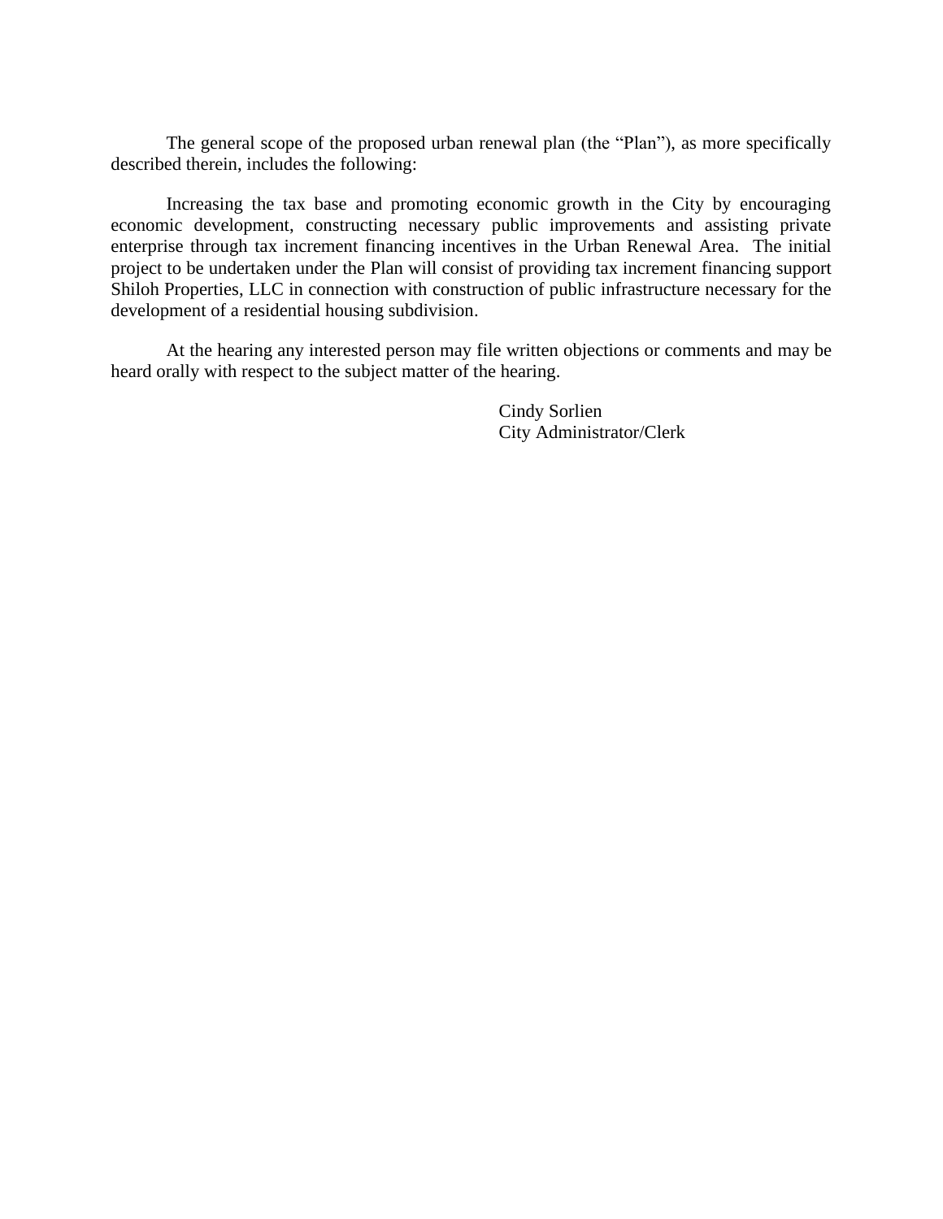The general scope of the proposed urban renewal plan (the "Plan"), as more specifically described therein, includes the following:

Increasing the tax base and promoting economic growth in the City by encouraging economic development, constructing necessary public improvements and assisting private enterprise through tax increment financing incentives in the Urban Renewal Area. The initial project to be undertaken under the Plan will consist of providing tax increment financing support Shiloh Properties, LLC in connection with construction of public infrastructure necessary for the development of a residential housing subdivision.

At the hearing any interested person may file written objections or comments and may be heard orally with respect to the subject matter of the hearing.

Cindy Sorlien
City Administrator/Clerk